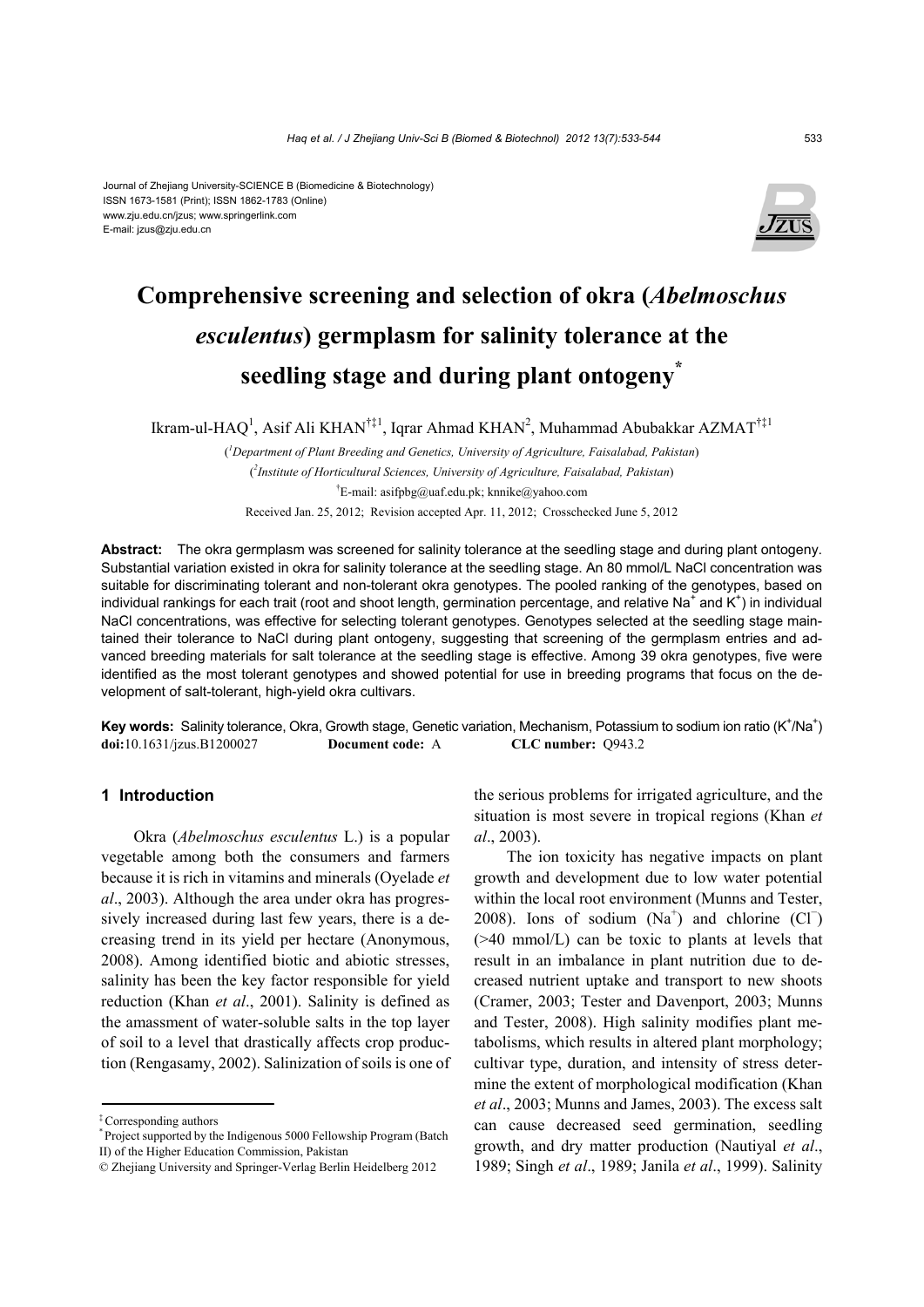Journal of Zhejiang University-SCIENCE B (Biomedicine & Biotechnology)
ISSN 1673-1581 (Print); ISSN 1862-1783 (Online)
www.zju.edu.cn/jzus; www.springerlink.com
E-mail: jzus@zju.edu.cn

# Comprehensive screening and selection of okra (*Abelmoschus esculentus*) germplasm for salinity tolerance at the seedling stage and during plant ontogeny*

Ikram-ul-HAQ[1], Asif Ali KHAN[†‡1], Iqrar Ahmad KHAN[2], Muhammad Abubakkar AZMAT[†‡1]

([1]*Department of Plant Breeding and Genetics, University of Agriculture, Faisalabad, Pakistan*)

([2]*Institute of Horticultural Sciences, University of Agriculture, Faisalabad, Pakistan*)

[†]E-mail: asifpbg@uaf.edu.pk; knnike@yahoo.com

Received Jan. 25, 2012; Revision accepted Apr. 11, 2012; Crosschecked June 5, 2012

**Abstract:** The okra germplasm was screened for salinity tolerance at the seedling stage and during plant ontogeny. Substantial variation existed in okra for salinity tolerance at the seedling stage. An 80 mmol/L NaCl concentration was suitable for discriminating tolerant and non-tolerant okra genotypes. The pooled ranking of the genotypes, based on individual rankings for each trait (root and shoot length, germination percentage, and relative $Na^+$ and $K^+$) in individual NaCl concentrations, was effective for selecting tolerant genotypes. Genotypes selected at the seedling stage maintained their tolerance to NaCl during plant ontogeny, suggesting that screening of the germplasm entries and advanced breeding materials for salt tolerance at the seedling stage is effective. Among 39 okra genotypes, five were identified as the most tolerant genotypes and showed potential for use in breeding programs that focus on the development of salt-tolerant, high-yield okra cultivars.

**Key words:** Salinity tolerance, Okra, Growth stage, Genetic variation, Mechanism, Potassium to sodium ion ratio ($K^+/Na^+$)
**doi:**10.1631/jzus.B1200027 **Document code:** A **CLC number:** Q943.2

## 1 Introduction

Okra (*Abelmoschus esculentus* L.) is a popular vegetable among both the consumers and farmers because it is rich in vitamins and minerals (Oyelade *et al*., 2003). Although the area under okra has progressively increased during last few years, there is a decreasing trend in its yield per hectare (Anonymous, 2008). Among identified biotic and abiotic stresses, salinity has been the key factor responsible for yield reduction (Khan *et al*., 2001). Salinity is defined as the amassment of water-soluble salts in the top layer of soil to a level that drastically affects crop production (Rengasamy, 2002). Salinization of soils is one of the serious problems for irrigated agriculture, and the situation is most severe in tropical regions (Khan *et al*., 2003).

The ion toxicity has negative impacts on plant growth and development due to low water potential within the local root environment (Munns and Tester, 2008). Ions of sodium ($Na^+$) and chlorine ($Cl^-$) (>40 mmol/L) can be toxic to plants at levels that result in an imbalance in plant nutrition due to decreased nutrient uptake and transport to new shoots (Cramer, 2003; Tester and Davenport, 2003; Munns and Tester, 2008). High salinity modifies plant metabolisms, which results in altered plant morphology; cultivar type, duration, and intensity of stress determine the extent of morphological modification (Khan *et al*., 2003; Munns and James, 2003). The excess salt can cause decreased seed germination, seedling growth, and dry matter production (Nautiyal *et al*., 1989; Singh *et al*., 1989; Janila *et al*., 1999). Salinity

---

‡ Corresponding authors

\* Project supported by the Indigenous 5000 Fellowship Program (Batch II) of the Higher Education Commission, Pakistan

© Zhejiang University and Springer-Verlag Berlin Heidelberg 2012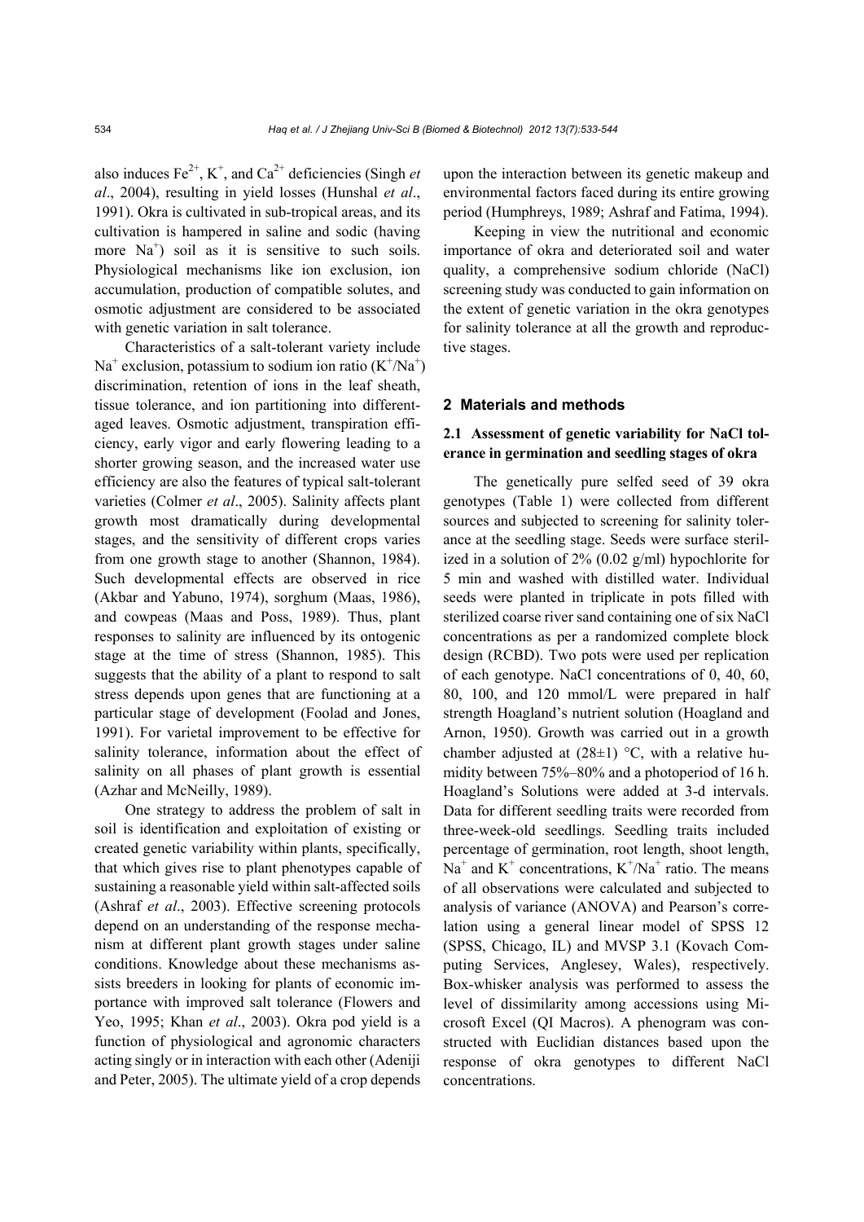also induces $Fe^{2+}$, $K^+$, and $Ca^{2+}$ deficiencies (Singh *et al*., 2004), resulting in yield losses (Hunshal *et al*., 1991). Okra is cultivated in sub-tropical areas, and its cultivation is hampered in saline and sodic (having more $Na^+$) soil as it is sensitive to such soils. Physiological mechanisms like ion exclusion, ion accumulation, production of compatible solutes, and osmotic adjustment are considered to be associated with genetic variation in salt tolerance.

Characteristics of a salt-tolerant variety include $Na^+$ exclusion, potassium to sodium ion ratio ($K^+/Na^+$) discrimination, retention of ions in the leaf sheath, tissue tolerance, and ion partitioning into different-aged leaves. Osmotic adjustment, transpiration efficiency, early vigor and early flowering leading to a shorter growing season, and the increased water use efficiency are also the features of typical salt-tolerant varieties (Colmer *et al*., 2005). Salinity affects plant growth most dramatically during developmental stages, and the sensitivity of different crops varies from one growth stage to another (Shannon, 1984). Such developmental effects are observed in rice (Akbar and Yabuno, 1974), sorghum (Maas, 1986), and cowpeas (Maas and Poss, 1989). Thus, plant responses to salinity are influenced by its ontogenic stage at the time of stress (Shannon, 1985). This suggests that the ability of a plant to respond to salt stress depends upon genes that are functioning at a particular stage of development (Foolad and Jones, 1991). For varietal improvement to be effective for salinity tolerance, information about the effect of salinity on all phases of plant growth is essential (Azhar and McNeilly, 1989).

One strategy to address the problem of salt in soil is identification and exploitation of existing or created genetic variability within plants, specifically, that which gives rise to plant phenotypes capable of sustaining a reasonable yield within salt-affected soils (Ashraf *et al*., 2003). Effective screening protocols depend on an understanding of the response mechanism at different plant growth stages under saline conditions. Knowledge about these mechanisms assists breeders in looking for plants of economic importance with improved salt tolerance (Flowers and Yeo, 1995; Khan *et al*., 2003). Okra pod yield is a function of physiological and agronomic characters acting singly or in interaction with each other (Adeniji and Peter, 2005). The ultimate yield of a crop depends upon the interaction between its genetic makeup and environmental factors faced during its entire growing period (Humphreys, 1989; Ashraf and Fatima, 1994).

Keeping in view the nutritional and economic importance of okra and deteriorated soil and water quality, a comprehensive sodium chloride (NaCl) screening study was conducted to gain information on the extent of genetic variation in the okra genotypes for salinity tolerance at all the growth and reproductive stages.

## 2 Materials and methods

### 2.1 Assessment of genetic variability for NaCl tolerance in germination and seedling stages of okra

The genetically pure selfed seed of 39 okra genotypes (Table 1) were collected from different sources and subjected to screening for salinity tolerance at the seedling stage. Seeds were surface sterilized in a solution of 2% (0.02 g/ml) hypochlorite for 5 min and washed with distilled water. Individual seeds were planted in triplicate in pots filled with sterilized coarse river sand containing one of six NaCl concentrations as per a randomized complete block design (RCBD). Two pots were used per replication of each genotype. NaCl concentrations of 0, 40, 60, 80, 100, and 120 mmol/L were prepared in half strength Hoagland's nutrient solution (Hoagland and Arnon, 1950). Growth was carried out in a growth chamber adjusted at (28±1) °C, with a relative humidity between 75%–80% and a photoperiod of 16 h. Hoagland's Solutions were added at 3-d intervals. Data for different seedling traits were recorded from three-week-old seedlings. Seedling traits included percentage of germination, root length, shoot length, $Na^+$ and $K^+$ concentrations, $K^+/Na^+$ ratio. The means of all observations were calculated and subjected to analysis of variance (ANOVA) and Pearson's correlation using a general linear model of SPSS 12 (SPSS, Chicago, IL) and MVSP 3.1 (Kovach Computing Services, Anglesey, Wales), respectively. Box-whisker analysis was performed to assess the level of dissimilarity among accessions using Microsoft Excel (QI Macros). A phenogram was constructed with Euclidian distances based upon the response of okra genotypes to different NaCl concentrations.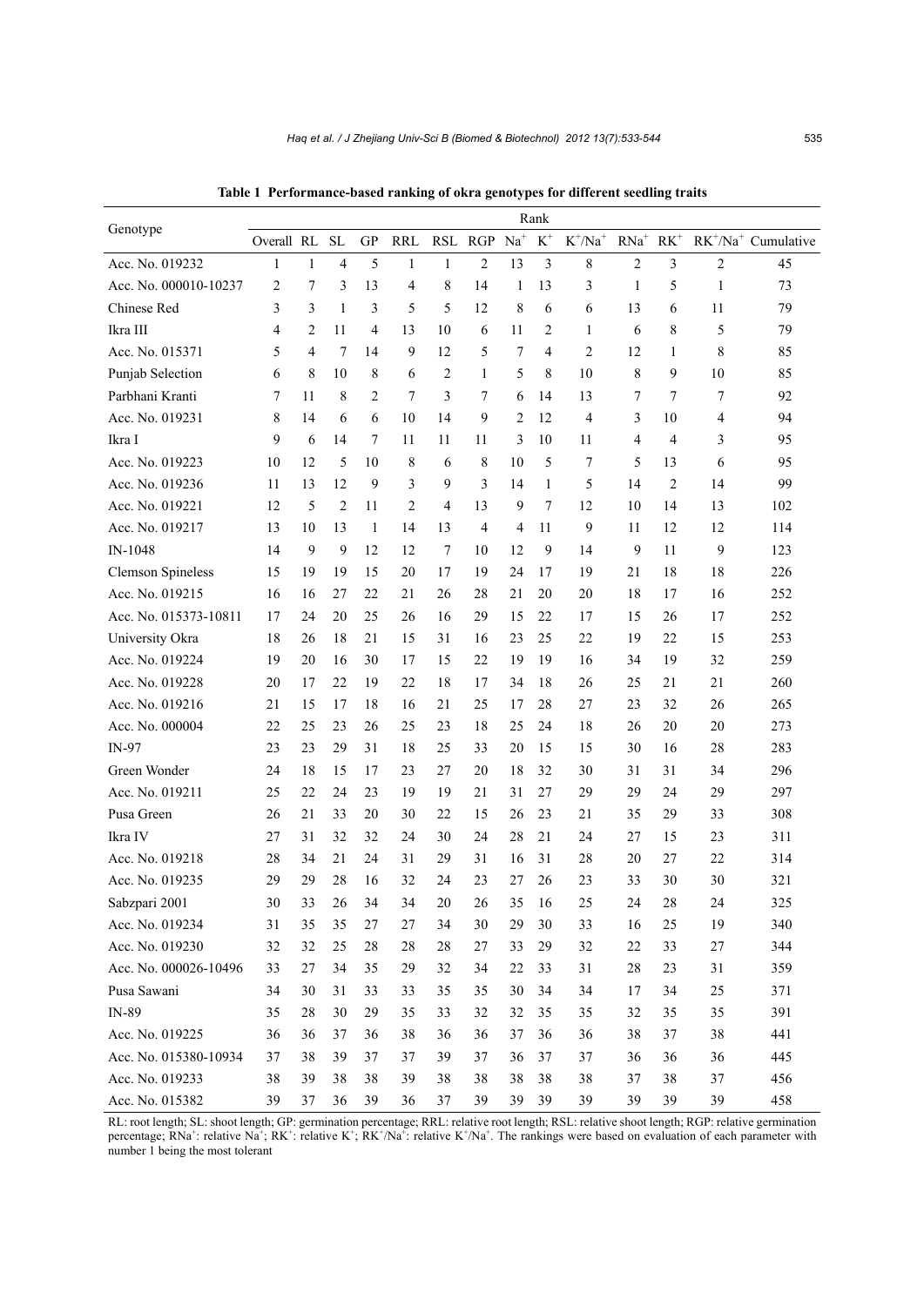**Table 1 Performance-based ranking of okra genotypes for different seedling traits**

| Genotype | Rank | | | | | | | | | | | | | |
|---|---|---|---|---|---|---|---|---|---|---|---|---|---|---|
| | Overall | RL | SL | GP | RRL | RSL | RGP | $Na^+$ | $K^+$ | $K^+/Na^+$ | $RNa^+$ | $RK^+$ | $RK^+/Na^+$ | Cumulative |
| Acc. No. 019232 | 1 | 1 | 4 | 5 | 1 | 1 | 2 | 13 | 3 | 8 | 2 | 3 | 2 | 45 |
| Acc. No. 000010-10237 | 2 | 7 | 3 | 13 | 4 | 8 | 14 | 1 | 13 | 3 | 1 | 5 | 1 | 73 |
| Chinese Red | 3 | 3 | 1 | 3 | 5 | 5 | 12 | 8 | 6 | 6 | 13 | 6 | 11 | 79 |
| Ikra III | 4 | 2 | 11 | 4 | 13 | 10 | 6 | 11 | 2 | 1 | 6 | 8 | 5 | 79 |
| Acc. No. 015371 | 5 | 4 | 7 | 14 | 9 | 12 | 5 | 7 | 4 | 2 | 12 | 1 | 8 | 85 |
| Punjab Selection | 6 | 8 | 10 | 8 | 6 | 2 | 1 | 5 | 8 | 10 | 8 | 9 | 10 | 85 |
| Parbhani Kranti | 7 | 11 | 8 | 2 | 7 | 3 | 7 | 6 | 14 | 13 | 7 | 7 | 7 | 92 |
| Acc. No. 019231 | 8 | 14 | 6 | 6 | 10 | 14 | 9 | 2 | 12 | 4 | 3 | 10 | 4 | 94 |
| Ikra I | 9 | 6 | 14 | 7 | 11 | 11 | 11 | 3 | 10 | 11 | 4 | 4 | 3 | 95 |
| Acc. No. 019223 | 10 | 12 | 5 | 10 | 8 | 6 | 8 | 10 | 5 | 7 | 5 | 13 | 6 | 95 |
| Acc. No. 019236 | 11 | 13 | 12 | 9 | 3 | 9 | 3 | 14 | 1 | 5 | 14 | 2 | 14 | 99 |
| Acc. No. 019221 | 12 | 5 | 2 | 11 | 2 | 4 | 13 | 9 | 7 | 12 | 10 | 14 | 13 | 102 |
| Acc. No. 019217 | 13 | 10 | 13 | 1 | 14 | 13 | 4 | 4 | 11 | 9 | 11 | 12 | 12 | 114 |
| IN-1048 | 14 | 9 | 9 | 12 | 12 | 7 | 10 | 12 | 9 | 14 | 9 | 11 | 9 | 123 |
| Clemson Spineless | 15 | 19 | 19 | 15 | 20 | 17 | 19 | 24 | 17 | 19 | 21 | 18 | 18 | 226 |
| Acc. No. 019215 | 16 | 16 | 27 | 22 | 21 | 26 | 28 | 21 | 20 | 20 | 18 | 17 | 16 | 252 |
| Acc. No. 015373-10811 | 17 | 24 | 20 | 25 | 26 | 16 | 29 | 15 | 22 | 17 | 15 | 26 | 17 | 252 |
| University Okra | 18 | 26 | 18 | 21 | 15 | 31 | 16 | 23 | 25 | 22 | 19 | 22 | 15 | 253 |
| Acc. No. 019224 | 19 | 20 | 16 | 30 | 17 | 15 | 22 | 19 | 19 | 16 | 34 | 19 | 32 | 259 |
| Acc. No. 019228 | 20 | 17 | 22 | 19 | 22 | 18 | 17 | 34 | 18 | 26 | 25 | 21 | 21 | 260 |
| Acc. No. 019216 | 21 | 15 | 17 | 18 | 16 | 21 | 25 | 17 | 28 | 27 | 23 | 32 | 26 | 265 |
| Acc. No. 000004 | 22 | 25 | 23 | 26 | 25 | 23 | 18 | 25 | 24 | 18 | 26 | 20 | 20 | 273 |
| IN-97 | 23 | 23 | 29 | 31 | 18 | 25 | 33 | 20 | 15 | 15 | 30 | 16 | 28 | 283 |
| Green Wonder | 24 | 18 | 15 | 17 | 23 | 27 | 20 | 18 | 32 | 30 | 31 | 31 | 34 | 296 |
| Acc. No. 019211 | 25 | 22 | 24 | 23 | 19 | 19 | 21 | 31 | 27 | 29 | 29 | 24 | 29 | 297 |
| Pusa Green | 26 | 21 | 33 | 20 | 30 | 22 | 15 | 26 | 23 | 21 | 35 | 29 | 33 | 308 |
| Ikra IV | 27 | 31 | 32 | 32 | 24 | 30 | 24 | 28 | 21 | 24 | 27 | 15 | 23 | 311 |
| Acc. No. 019218 | 28 | 34 | 21 | 24 | 31 | 29 | 31 | 16 | 31 | 28 | 20 | 27 | 22 | 314 |
| Acc. No. 019235 | 29 | 29 | 28 | 16 | 32 | 24 | 23 | 27 | 26 | 23 | 33 | 30 | 30 | 321 |
| Sabzpari 2001 | 30 | 33 | 26 | 34 | 34 | 20 | 26 | 35 | 16 | 25 | 24 | 28 | 24 | 325 |
| Acc. No. 019234 | 31 | 35 | 35 | 27 | 27 | 34 | 30 | 29 | 30 | 33 | 16 | 25 | 19 | 340 |
| Acc. No. 019230 | 32 | 32 | 25 | 28 | 28 | 28 | 27 | 33 | 29 | 32 | 22 | 33 | 27 | 344 |
| Acc. No. 000026-10496 | 33 | 27 | 34 | 35 | 29 | 32 | 34 | 22 | 33 | 31 | 28 | 23 | 31 | 359 |
| Pusa Sawani | 34 | 30 | 31 | 33 | 33 | 35 | 35 | 30 | 34 | 34 | 17 | 34 | 25 | 371 |
| IN-89 | 35 | 28 | 30 | 29 | 35 | 33 | 32 | 32 | 35 | 35 | 32 | 35 | 35 | 391 |
| Acc. No. 019225 | 36 | 36 | 37 | 36 | 38 | 36 | 36 | 37 | 36 | 36 | 38 | 37 | 38 | 441 |
| Acc. No. 015380-10934 | 37 | 38 | 39 | 37 | 37 | 39 | 37 | 36 | 37 | 37 | 36 | 36 | 36 | 445 |
| Acc. No. 019233 | 38 | 39 | 38 | 38 | 39 | 38 | 38 | 38 | 38 | 38 | 37 | 38 | 37 | 456 |
| Acc. No. 015382 | 39 | 37 | 36 | 39 | 36 | 37 | 39 | 39 | 39 | 39 | 39 | 39 | 39 | 458 |

RL: root length; SL: shoot length; GP: germination percentage; RRL: relative root length; RSL: relative shoot length; RGP: relative germination percentage; $RNa^+$: relative $Na^+$; $RK^+$: relative $K^+$; $RK^+/Na^+$: relative $K^+/Na^+$. The rankings were based on evaluation of each parameter with number 1 being the most tolerant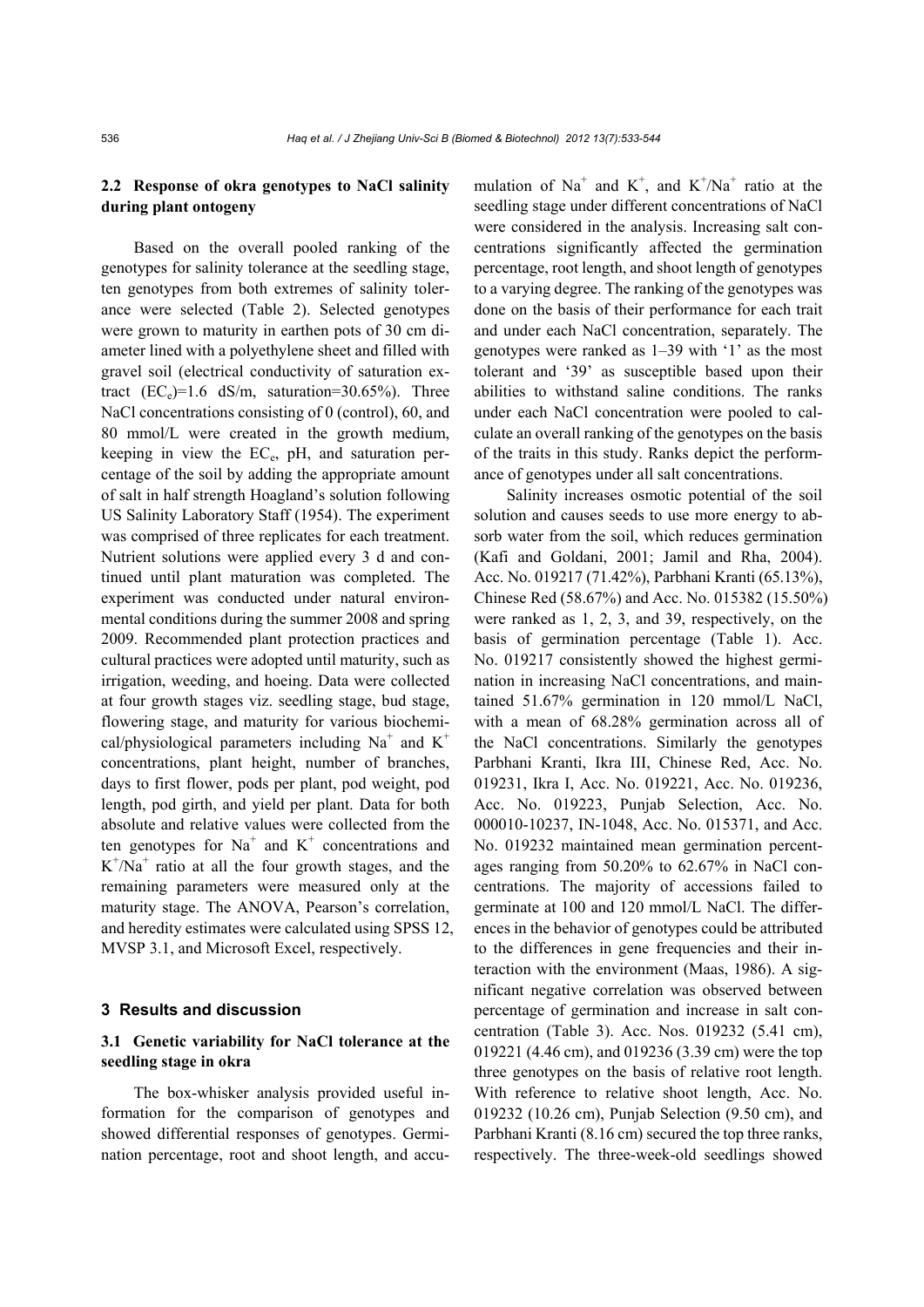### 2.2 Response of okra genotypes to NaCl salinity during plant ontogeny

Based on the overall pooled ranking of the genotypes for salinity tolerance at the seedling stage, ten genotypes from both extremes of salinity tolerance were selected (Table 2). Selected genotypes were grown to maturity in earthen pots of 30 cm diameter lined with a polyethylene sheet and filled with gravel soil (electrical conductivity of saturation extract ($EC_e$)=1.6 dS/m, saturation=30.65%). Three NaCl concentrations consisting of 0 (control), 60, and 80 mmol/L were created in the growth medium, keeping in view the $EC_e$, pH, and saturation percentage of the soil by adding the appropriate amount of salt in half strength Hoagland's solution following US Salinity Laboratory Staff (1954). The experiment was comprised of three replicates for each treatment. Nutrient solutions were applied every 3 d and continued until plant maturation was completed. The experiment was conducted under natural environmental conditions during the summer 2008 and spring 2009. Recommended plant protection practices and cultural practices were adopted until maturity, such as irrigation, weeding, and hoeing. Data were collected at four growth stages viz. seedling stage, bud stage, flowering stage, and maturity for various biochemical/physiological parameters including $Na^+$ and $K^+$ concentrations, plant height, number of branches, days to first flower, pods per plant, pod weight, pod length, pod girth, and yield per plant. Data for both absolute and relative values were collected from the ten genotypes for $Na^+$ and $K^+$ concentrations and $K^+/Na^+$ ratio at all the four growth stages, and the remaining parameters were measured only at the maturity stage. The ANOVA, Pearson's correlation, and heredity estimates were calculated using SPSS 12, MVSP 3.1, and Microsoft Excel, respectively.

## 3 Results and discussion

### 3.1 Genetic variability for NaCl tolerance at the seedling stage in okra

The box-whisker analysis provided useful information for the comparison of genotypes and showed differential responses of genotypes. Germination percentage, root and shoot length, and accumulation of $Na^+$ and $K^+$, and $K^+/Na^+$ ratio at the seedling stage under different concentrations of NaCl were considered in the analysis. Increasing salt concentrations significantly affected the germination percentage, root length, and shoot length of genotypes to a varying degree. The ranking of the genotypes was done on the basis of their performance for each trait and under each NaCl concentration, separately. The genotypes were ranked as 1–39 with '1' as the most tolerant and '39' as susceptible based upon their abilities to withstand saline conditions. The ranks under each NaCl concentration were pooled to calculate an overall ranking of the genotypes on the basis of the traits in this study. Ranks depict the performance of genotypes under all salt concentrations.

Salinity increases osmotic potential of the soil solution and causes seeds to use more energy to absorb water from the soil, which reduces germination (Kafi and Goldani, 2001; Jamil and Rha, 2004). Acc. No. 019217 (71.42%), Parbhani Kranti (65.13%), Chinese Red (58.67%) and Acc. No. 015382 (15.50%) were ranked as 1, 2, 3, and 39, respectively, on the basis of germination percentage (Table 1). Acc. No. 019217 consistently showed the highest germination in increasing NaCl concentrations, and maintained 51.67% germination in 120 mmol/L NaCl, with a mean of 68.28% germination across all of the NaCl concentrations. Similarly the genotypes Parbhani Kranti, Ikra III, Chinese Red, Acc. No. 019231, Ikra I, Acc. No. 019221, Acc. No. 019236, Acc. No. 019223, Punjab Selection, Acc. No. 000010-10237, IN-1048, Acc. No. 015371, and Acc. No. 019232 maintained mean germination percentages ranging from 50.20% to 62.67% in NaCl concentrations. The majority of accessions failed to germinate at 100 and 120 mmol/L NaCl. The differences in the behavior of genotypes could be attributed to the differences in gene frequencies and their interaction with the environment (Maas, 1986). A significant negative correlation was observed between percentage of germination and increase in salt concentration (Table 3). Acc. Nos. 019232 (5.41 cm), 019221 (4.46 cm), and 019236 (3.39 cm) were the top three genotypes on the basis of relative root length. With reference to relative shoot length, Acc. No. 019232 (10.26 cm), Punjab Selection (9.50 cm), and Parbhani Kranti (8.16 cm) secured the top three ranks, respectively. The three-week-old seedlings showed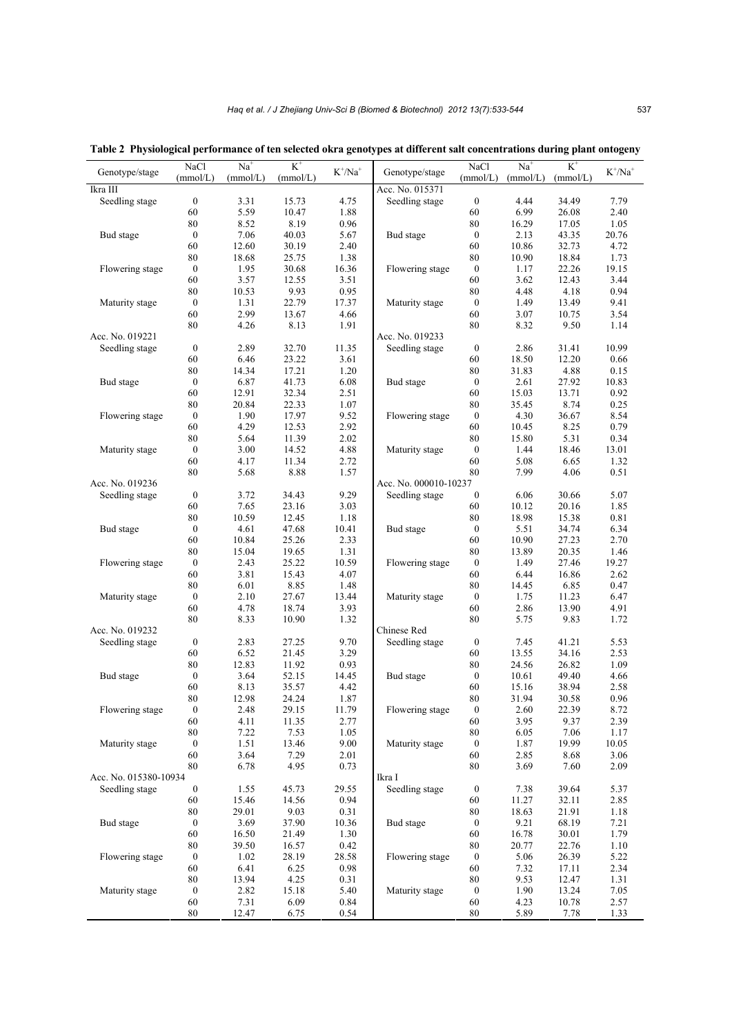**Table 2 Physiological performance of ten selected okra genotypes at different salt concentrations during plant ontogeny**

| Genotype/stage | NaCl (mmol/L) | $Na^+$ (mmol/L) | $K^+$ (mmol/L) | $K^+/Na^+$ | Genotype/stage | NaCl (mmol/L) | $Na^+$ (mmol/L) | $K^+$ (mmol/L) | $K^+/Na^+$ |
|---|---|---|---|---|---|---|---|---|---|
| Ikra III | | | | | Acc. No. 015371 | | | | |
| Seedling stage | 0 | 3.31 | 15.73 | 4.75 | Seedling stage | 0 | 4.44 | 34.49 | 7.79 |
| | 60 | 5.59 | 10.47 | 1.88 | | 60 | 6.99 | 26.08 | 2.40 |
| | 80 | 8.52 | 8.19 | 0.96 | | 80 | 16.29 | 17.05 | 1.05 |
| Bud stage | 0 | 7.06 | 40.03 | 5.67 | Bud stage | 0 | 2.13 | 43.35 | 20.76 |
| | 60 | 12.60 | 30.19 | 2.40 | | 60 | 10.86 | 32.73 | 4.72 |
| | 80 | 18.68 | 25.75 | 1.38 | | 80 | 10.90 | 18.84 | 1.73 |
| Flowering stage | 0 | 1.95 | 30.68 | 16.36 | Flowering stage | 0 | 1.17 | 22.26 | 19.15 |
| | 60 | 3.57 | 12.55 | 3.51 | | 60 | 3.62 | 12.43 | 3.44 |
| | 80 | 10.53 | 9.93 | 0.95 | | 80 | 4.48 | 4.18 | 0.94 |
| Maturity stage | 0 | 1.31 | 22.79 | 17.37 | Maturity stage | 0 | 1.49 | 13.49 | 9.41 |
| | 60 | 2.99 | 13.67 | 4.66 | | 60 | 3.07 | 10.75 | 3.54 |
| | 80 | 4.26 | 8.13 | 1.91 | | 80 | 8.32 | 9.50 | 1.14 |
| Acc. No. 019221 | | | | | Acc. No. 019233 | | | | |
| Seedling stage | 0 | 2.89 | 32.70 | 11.35 | Seedling stage | 0 | 2.86 | 31.41 | 10.99 |
| | 60 | 6.46 | 23.22 | 3.61 | | 60 | 18.50 | 12.20 | 0.66 |
| | 80 | 14.34 | 17.21 | 1.20 | | 80 | 31.83 | 4.88 | 0.15 |
| Bud stage | 0 | 6.87 | 41.73 | 6.08 | Bud stage | 0 | 2.61 | 27.92 | 10.83 |
| | 60 | 12.91 | 32.34 | 2.51 | | 60 | 15.03 | 13.71 | 0.92 |
| | 80 | 20.84 | 22.33 | 1.07 | | 80 | 35.45 | 8.74 | 0.25 |
| Flowering stage | 0 | 1.90 | 17.97 | 9.52 | Flowering stage | 0 | 4.30 | 36.67 | 8.54 |
| | 60 | 4.29 | 12.53 | 2.92 | | 60 | 10.45 | 8.25 | 0.79 |
| | 80 | 5.64 | 11.39 | 2.02 | | 80 | 15.80 | 5.31 | 0.34 |
| Maturity stage | 0 | 3.00 | 14.52 | 4.88 | Maturity stage | 0 | 1.44 | 18.46 | 13.01 |
| | 60 | 4.17 | 11.34 | 2.72 | | 60 | 5.08 | 6.65 | 1.32 |
| | 80 | 5.68 | 8.88 | 1.57 | | 80 | 7.99 | 4.06 | 0.51 |
| Acc. No. 019236 | | | | | Acc. No. 000010-10237 | | | | |
| Seedling stage | 0 | 3.72 | 34.43 | 9.29 | Seedling stage | 0 | 6.06 | 30.66 | 5.07 |
| | 60 | 7.65 | 23.16 | 3.03 | | 60 | 10.12 | 20.16 | 1.85 |
| | 80 | 10.59 | 12.45 | 1.18 | | 80 | 18.98 | 15.38 | 0.81 |
| Bud stage | 0 | 4.61 | 47.68 | 10.41 | Bud stage | 0 | 5.51 | 34.74 | 6.34 |
| | 60 | 10.84 | 25.26 | 2.33 | | 60 | 10.90 | 27.23 | 2.70 |
| | 80 | 15.04 | 19.65 | 1.31 | | 80 | 13.89 | 20.35 | 1.46 |
| Flowering stage | 0 | 2.43 | 25.22 | 10.59 | Flowering stage | 0 | 1.49 | 27.46 | 19.27 |
| | 60 | 3.81 | 15.43 | 4.07 | | 60 | 6.44 | 16.86 | 2.62 |
| | 80 | 6.01 | 8.85 | 1.48 | | 80 | 14.45 | 6.85 | 0.47 |
| Maturity stage | 0 | 2.10 | 27.67 | 13.44 | Maturity stage | 0 | 1.75 | 11.23 | 6.47 |
| | 60 | 4.78 | 18.74 | 3.93 | | 60 | 2.86 | 13.90 | 4.91 |
| | 80 | 8.33 | 10.90 | 1.32 | | 80 | 5.75 | 9.83 | 1.72 |
| Acc. No. 019232 | | | | | Chinese Red | | | | |
| Seedling stage | 0 | 2.83 | 27.25 | 9.70 | Seedling stage | 0 | 7.45 | 41.21 | 5.53 |
| | 60 | 6.52 | 21.45 | 3.29 | | 60 | 13.55 | 34.16 | 2.53 |
| | 80 | 12.83 | 11.92 | 0.93 | | 80 | 24.56 | 26.82 | 1.09 |
| Bud stage | 0 | 3.64 | 52.15 | 14.45 | Bud stage | 0 | 10.61 | 49.40 | 4.66 |
| | 60 | 8.13 | 35.57 | 4.42 | | 60 | 15.16 | 38.94 | 2.58 |
| | 80 | 12.98 | 24.24 | 1.87 | | 80 | 31.94 | 30.58 | 0.96 |
| Flowering stage | 0 | 2.48 | 29.15 | 11.79 | Flowering stage | 0 | 2.60 | 22.39 | 8.72 |
| | 60 | 4.11 | 11.35 | 2.77 | | 60 | 3.95 | 9.37 | 2.39 |
| | 80 | 7.22 | 7.53 | 1.05 | | 80 | 6.05 | 7.06 | 1.17 |
| Maturity stage | 0 | 1.51 | 13.46 | 9.00 | Maturity stage | 0 | 1.87 | 19.99 | 10.05 |
| | 60 | 3.64 | 7.29 | 2.01 | | 60 | 2.85 | 8.68 | 3.06 |
| | 80 | 6.78 | 4.95 | 0.73 | | 80 | 3.69 | 7.60 | 2.09 |
| Acc. No. 015380-10934 | | | | | Ikra I | | | | |
| Seedling stage | 0 | 1.55 | 45.73 | 29.55 | Seedling stage | 0 | 7.38 | 39.64 | 5.37 |
| | 60 | 15.46 | 14.56 | 0.94 | | 60 | 11.27 | 32.11 | 2.85 |
| | 80 | 29.01 | 9.03 | 0.31 | | 80 | 18.63 | 21.91 | 1.18 |
| Bud stage | 0 | 3.69 | 37.90 | 10.36 | Bud stage | 0 | 9.21 | 68.19 | 7.21 |
| | 60 | 16.50 | 21.49 | 1.30 | | 60 | 16.78 | 30.01 | 1.79 |
| | 80 | 39.50 | 16.57 | 0.42 | | 80 | 20.77 | 22.76 | 1.10 |
| Flowering stage | 0 | 1.02 | 28.19 | 28.58 | Flowering stage | 0 | 5.06 | 26.39 | 5.22 |
| | 60 | 6.41 | 6.25 | 0.98 | | 60 | 7.32 | 17.11 | 2.34 |
| | 80 | 13.94 | 4.25 | 0.31 | | 80 | 9.53 | 12.47 | 1.31 |
| Maturity stage | 0 | 2.82 | 15.18 | 5.40 | Maturity stage | 0 | 1.90 | 13.24 | 7.05 |
| | 60 | 7.31 | 6.09 | 0.84 | | 60 | 4.23 | 10.78 | 2.57 |
| | 80 | 12.47 | 6.75 | 0.54 | | 80 | 5.89 | 7.78 | 1.33 |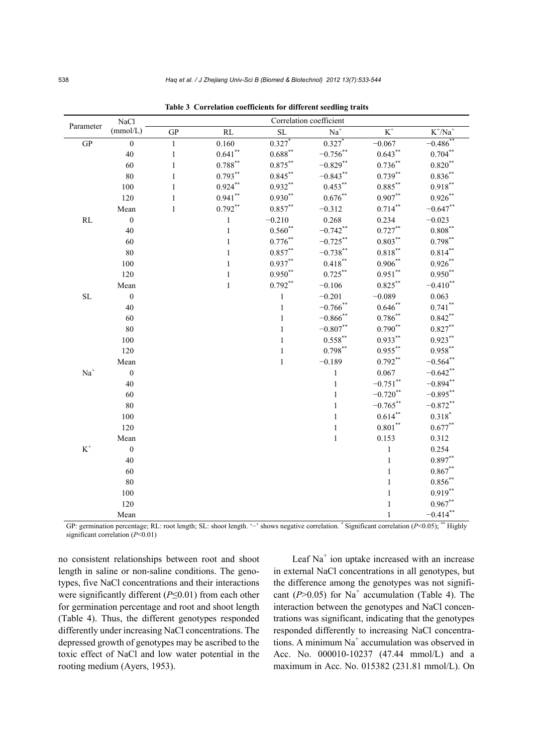**Table 3 Correlation coefficients for different seedling traits**

| Parameter | NaCl (mmol/L) | GP | RL | SL | $Na^+$ | $K^+$ | $K^+/Na^+$ |
|---|---|---|---|---|---|---|---|
| GP | 0 | 1 | 0.160 | $0.327^{*}$ | $0.327^{*}$ | −0.067 | $-0.486^{**}$ |
| | 40 | 1 | $0.641^{**}$ | $0.688^{**}$ | $-0.756^{**}$ | $0.643^{**}$ | $0.704^{**}$ |
| | 60 | 1 | $0.788^{**}$ | $0.875^{**}$ | $-0.829^{**}$ | $0.736^{**}$ | $0.820^{**}$ |
| | 80 | 1 | $0.793^{**}$ | $0.845^{**}$ | $-0.843^{**}$ | $0.739^{**}$ | $0.836^{**}$ |
| | 100 | 1 | $0.924^{**}$ | $0.932^{**}$ | $0.453^{**}$ | $0.885^{**}$ | $0.918^{**}$ |
| | 120 | 1 | $0.941^{**}$ | $0.930^{**}$ | $0.676^{**}$ | $0.907^{**}$ | $0.926^{**}$ |
| | Mean | 1 | $0.792^{**}$ | $0.857^{**}$ | −0.312 | $0.714^{**}$ | $-0.647^{**}$ |
| RL | 0 | | 1 | −0.210 | 0.268 | 0.234 | −0.023 |
| | 40 | | 1 | $0.560^{**}$ | $-0.742^{**}$ | $0.727^{**}$ | $0.808^{**}$ |
| | 60 | | 1 | $0.776^{**}$ | $-0.725^{**}$ | $0.803^{**}$ | $0.798^{**}$ |
| | 80 | | 1 | $0.857^{**}$ | $-0.738^{**}$ | $0.818^{**}$ | $0.814^{**}$ |
| | 100 | | 1 | $0.937^{**}$ | $0.418^{**}$ | $0.906^{**}$ | $0.926^{**}$ |
| | 120 | | 1 | $0.950^{**}$ | $0.725^{**}$ | $0.951^{**}$ | $0.950^{**}$ |
| | Mean | | 1 | $0.792^{**}$ | −0.106 | $0.825^{**}$ | $-0.410^{**}$ |
| SL | 0 | | | 1 | −0.201 | −0.089 | 0.063 |
| | 40 | | | 1 | $-0.766^{**}$ | $0.646^{**}$ | $0.741^{**}$ |
| | 60 | | | 1 | $-0.866^{**}$ | $0.786^{**}$ | $0.842^{**}$ |
| | 80 | | | 1 | $-0.807^{**}$ | $0.790^{**}$ | $0.827^{**}$ |
| | 100 | | | 1 | $0.558^{**}$ | $0.933^{**}$ | $0.923^{**}$ |
| | 120 | | | 1 | $0.798^{**}$ | $0.955^{**}$ | $0.958^{**}$ |
| | Mean | | | 1 | −0.189 | $0.792^{**}$ | $-0.564^{**}$ |
| $Na^+$ | 0 | | | | 1 | 0.067 | $-0.642^{**}$ |
| | 40 | | | | 1 | $-0.751^{**}$ | $-0.894^{**}$ |
| | 60 | | | | 1 | $-0.720^{**}$ | $-0.895^{**}$ |
| | 80 | | | | 1 | $-0.765^{**}$ | $-0.872^{**}$ |
| | 100 | | | | 1 | $0.614^{**}$ | $0.318^{*}$ |
| | 120 | | | | 1 | $0.801^{**}$ | $0.677^{**}$ |
| | Mean | | | | 1 | 0.153 | 0.312 |
| $K^+$ | 0 | | | | | 1 | 0.254 |
| | 40 | | | | | 1 | $0.897^{**}$ |
| | 60 | | | | | 1 | $0.867^{**}$ |
| | 80 | | | | | 1 | $0.856^{**}$ |
| | 100 | | | | | 1 | $0.919^{**}$ |
| | 120 | | | | | 1 | $0.967^{**}$ |
| | Mean | | | | | 1 | $-0.414^{**}$ |

GP: germination percentage; RL: root length; SL: shoot length. '−' shows negative correlation. * Significant correlation ($P<0.05$); ** Highly significant correlation ($P<0.01$)

no consistent relationships between root and shoot length in saline or non-saline conditions. The genotypes, five NaCl concentrations and their interactions were significantly different ($P\leq0.01$) from each other for germination percentage and root and shoot length (Table 4). Thus, the different genotypes responded differently under increasing NaCl concentrations. The depressed growth of genotypes may be ascribed to the toxic effect of NaCl and low water potential in the rooting medium (Ayers, 1953).

Leaf $Na^+$ ion uptake increased with an increase in external NaCl concentrations in all genotypes, but the difference among the genotypes was not significant ($P>0.05$) for $Na^+$ accumulation (Table 4). The interaction between the genotypes and NaCl concentrations was significant, indicating that the genotypes responded differently to increasing NaCl concentrations. A minimum $Na^+$ accumulation was observed in Acc. No. 000010-10237 (47.44 mmol/L) and a maximum in Acc. No. 015382 (231.81 mmol/L). On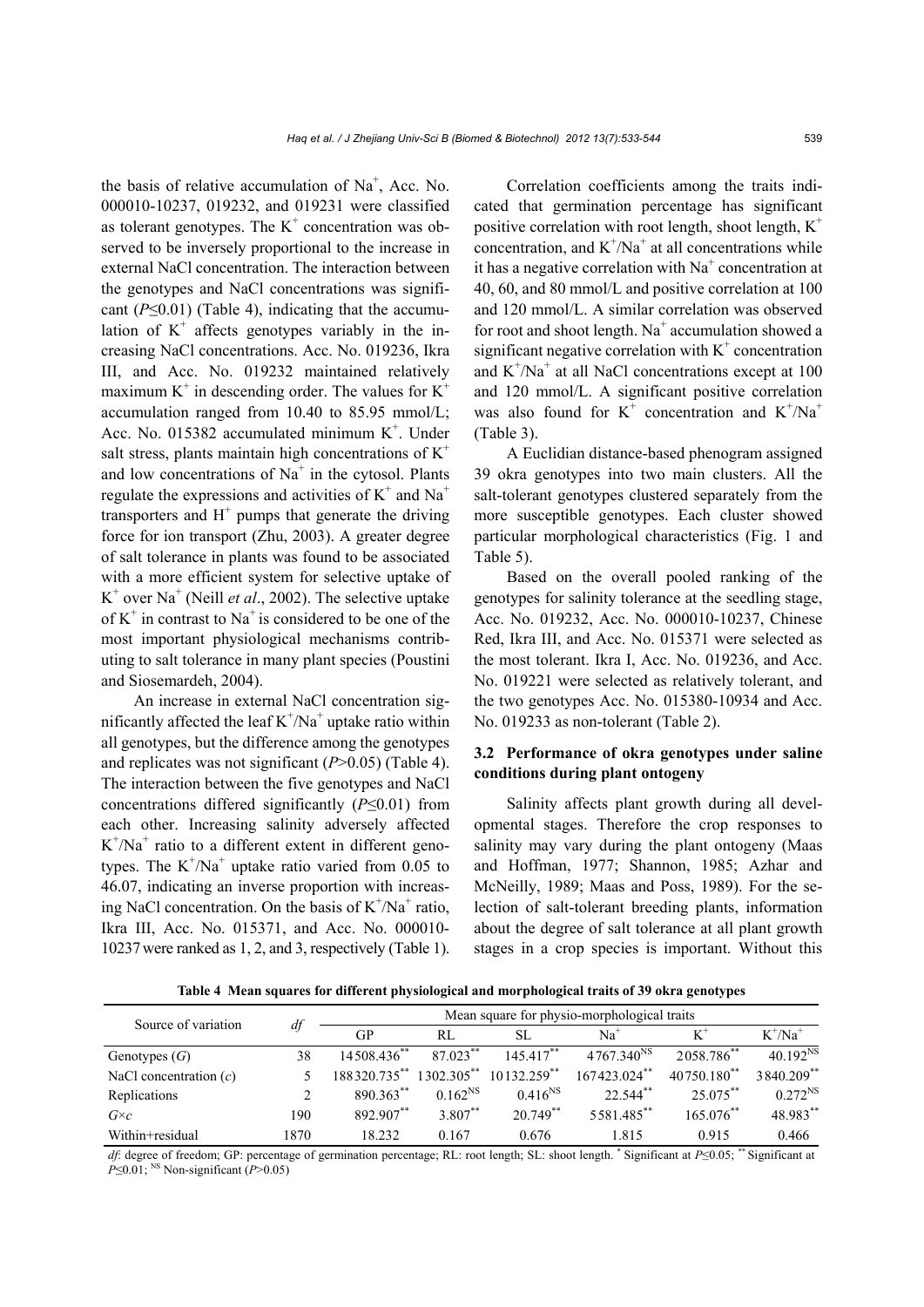the basis of relative accumulation of $Na^+$, Acc. No. 000010-10237, 019232, and 019231 were classified as tolerant genotypes. The $K^+$ concentration was observed to be inversely proportional to the increase in external NaCl concentration. The interaction between the genotypes and NaCl concentrations was significant ($P \le 0.01$) (Table 4), indicating that the accumulation of $K^+$ affects genotypes variably in the increasing NaCl concentrations. Acc. No. 019236, Ikra III, and Acc. No. 019232 maintained relatively maximum $K^+$ in descending order. The values for $K^+$ accumulation ranged from 10.40 to 85.95 mmol/L; Acc. No. 015382 accumulated minimum $K^+$. Under salt stress, plants maintain high concentrations of $K^+$ and low concentrations of $Na^+$ in the cytosol. Plants regulate the expressions and activities of $K^+$ and $Na^+$ transporters and $H^+$ pumps that generate the driving force for ion transport (Zhu, 2003). A greater degree of salt tolerance in plants was found to be associated with a more efficient system for selective uptake of $K^+$ over $Na^+$ (Neill *et al*., 2002). The selective uptake of $K^+$ in contrast to $Na^+$ is considered to be one of the most important physiological mechanisms contributing to salt tolerance in many plant species (Poustini and Siosemardeh, 2004).

An increase in external NaCl concentration significantly affected the leaf $K^+/Na^+$ uptake ratio within all genotypes, but the difference among the genotypes and replicates was not significant ($P > 0.05$) (Table 4). The interaction between the five genotypes and NaCl concentrations differed significantly ($P \le 0.01$) from each other. Increasing salinity adversely affected $K^+/Na^+$ ratio to a different extent in different genotypes. The $K^+/Na^+$ uptake ratio varied from 0.05 to 46.07, indicating an inverse proportion with increasing NaCl concentration. On the basis of $K^+/Na^+$ ratio, Ikra III, Acc. No. 015371, and Acc. No. 000010-10237 were ranked as 1, 2, and 3, respectively (Table 1).

Correlation coefficients among the traits indicated that germination percentage has significant positive correlation with root length, shoot length, $K^+$ concentration, and $K^+/Na^+$ at all concentrations while it has a negative correlation with $Na^+$ concentration at 40, 60, and 80 mmol/L and positive correlation at 100 and 120 mmol/L. A similar correlation was observed for root and shoot length. $Na^+$ accumulation showed a significant negative correlation with $K^+$ concentration and $K^+/Na^+$ at all NaCl concentrations except at 100 and 120 mmol/L. A significant positive correlation was also found for $K^+$ concentration and $K^+/Na^+$ (Table 3).

A Euclidian distance-based phenogram assigned 39 okra genotypes into two main clusters. All the salt-tolerant genotypes clustered separately from the more susceptible genotypes. Each cluster showed particular morphological characteristics (Fig. 1 and Table 5).

Based on the overall pooled ranking of the genotypes for salinity tolerance at the seedling stage, Acc. No. 019232, Acc. No. 000010-10237, Chinese Red, Ikra III, and Acc. No. 015371 were selected as the most tolerant. Ikra I, Acc. No. 019236, and Acc. No. 019221 were selected as relatively tolerant, and the two genotypes Acc. No. 015380-10934 and Acc. No. 019233 as non-tolerant (Table 2).

### 3.2 Performance of okra genotypes under saline conditions during plant ontogeny

Salinity affects plant growth during all developmental stages. Therefore the crop responses to salinity may vary during the plant ontogeny (Maas and Hoffman, 1977; Shannon, 1985; Azhar and McNeilly, 1989; Maas and Poss, 1989). For the selection of salt-tolerant breeding plants, information about the degree of salt tolerance at all plant growth stages in a crop species is important. Without this

**Table 4 Mean squares for different physiological and morphological traits of 39 okra genotypes**

| Source of variation | *df* | Mean square for physio-morphological traits | | | | | |
|---|---|---|---|---|---|---|---|
| | | GP | RL | SL | $Na^+$ | $K^+$ | $K^+/Na^+$ |
| Genotypes (*G*) | 38 | $14508.436^{**}$ | $87.023^{**}$ | $145.417^{**}$ | $4767.340^{NS}$ | $2058.786^{**}$ | $40.192^{NS}$ |
| NaCl concentration (*c*) | 5 | $188320.735^{**}$ | $1302.305^{**}$ | $10132.259^{**}$ | $167423.024^{**}$ | $40750.180^{**}$ | $3840.209^{**}$ |
| Replications | 2 | $890.363^{**}$ | $0.162^{NS}$ | $0.416^{NS}$ | $22.544^{**}$ | $25.075^{**}$ | $0.272^{NS}$ |
| *G*×*c* | 190 | $892.907^{**}$ | $3.807^{**}$ | $20.749^{**}$ | $5581.485^{**}$ | $165.076^{**}$ | $48.983^{**}$ |
| Within+residual | 1870 | 18.232 | 0.167 | 0.676 | 1.815 | 0.915 | 0.466 |

*df*: degree of freedom; GP: percentage of germination percentage; RL: root length; SL: shoot length. * Significant at $P \le 0.05$; ** Significant at $P \le 0.01$; NS Non-significant ($P > 0.05$)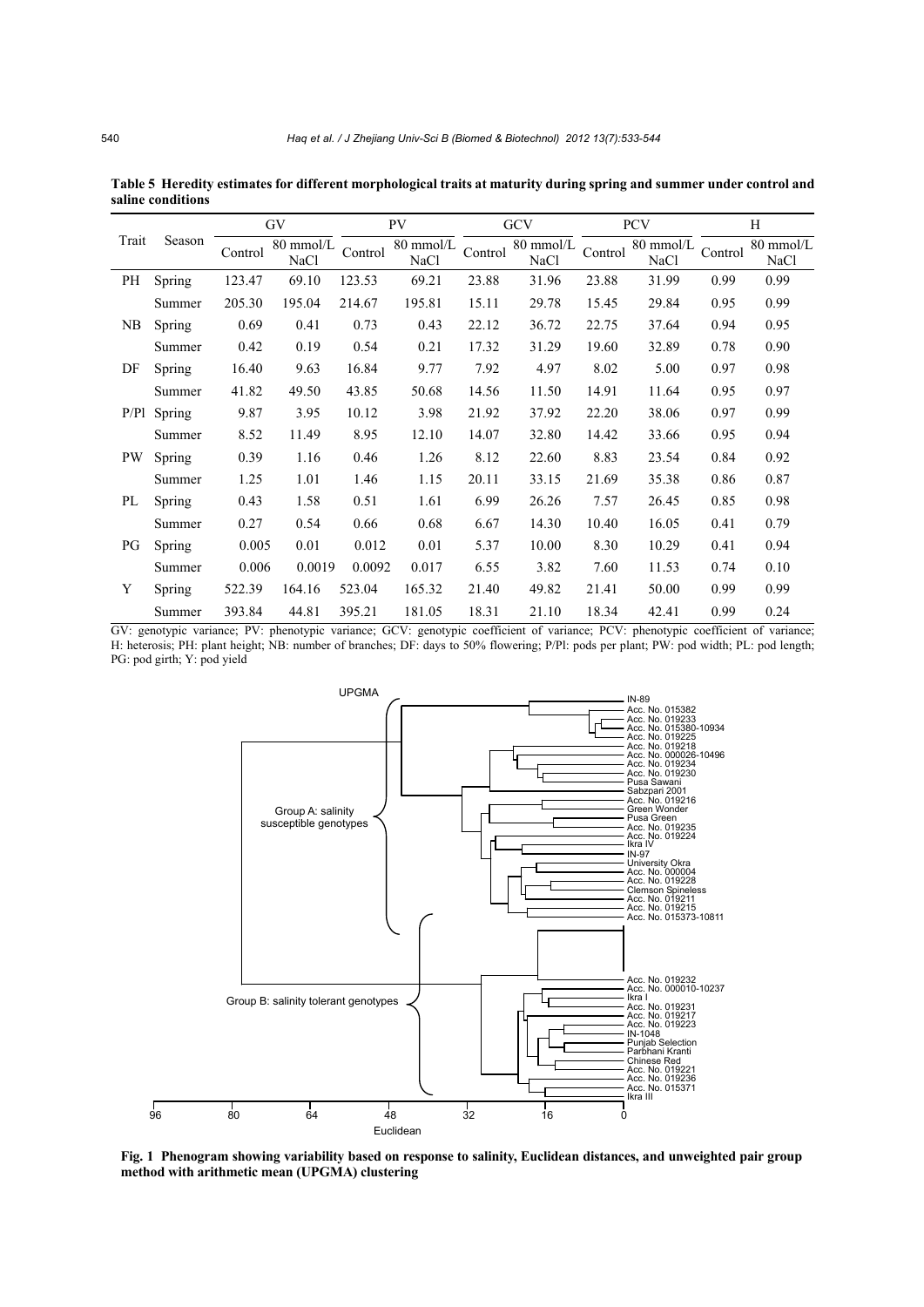**Table 5 Heredity estimates for different morphological traits at maturity during spring and summer under control and saline conditions**

| Trait | Season | GV | | PV | | GCV | | PCV | | H | |
|---|---|---|---|---|---|---|---|---|---|---|---|
| | | Control | 80 mmol/L NaCl | Control | 80 mmol/L NaCl | Control | 80 mmol/L NaCl | Control | 80 mmol/L NaCl | Control | 80 mmol/L NaCl |
| PH | Spring | 123.47 | 69.10 | 123.53 | 69.21 | 23.88 | 31.96 | 23.88 | 31.99 | 0.99 | 0.99 |
| | Summer | 205.30 | 195.04 | 214.67 | 195.81 | 15.11 | 29.78 | 15.45 | 29.84 | 0.95 | 0.99 |
| NB | Spring | 0.69 | 0.41 | 0.73 | 0.43 | 22.12 | 36.72 | 22.75 | 37.64 | 0.94 | 0.95 |
| | Summer | 0.42 | 0.19 | 0.54 | 0.21 | 17.32 | 31.29 | 19.60 | 32.89 | 0.78 | 0.90 |
| DF | Spring | 16.40 | 9.63 | 16.84 | 9.77 | 7.92 | 4.97 | 8.02 | 5.00 | 0.97 | 0.98 |
| | Summer | 41.82 | 49.50 | 43.85 | 50.68 | 14.56 | 11.50 | 14.91 | 11.64 | 0.95 | 0.97 |
| P/Pl | Spring | 9.87 | 3.95 | 10.12 | 3.98 | 21.92 | 37.92 | 22.20 | 38.06 | 0.97 | 0.99 |
| | Summer | 8.52 | 11.49 | 8.95 | 12.10 | 14.07 | 32.80 | 14.42 | 33.66 | 0.95 | 0.94 |
| PW | Spring | 0.39 | 1.16 | 0.46 | 1.26 | 8.12 | 22.60 | 8.83 | 23.54 | 0.84 | 0.92 |
| | Summer | 1.25 | 1.01 | 1.46 | 1.15 | 20.11 | 33.15 | 21.69 | 35.38 | 0.86 | 0.87 |
| PL | Spring | 0.43 | 1.58 | 0.51 | 1.61 | 6.99 | 26.26 | 7.57 | 26.45 | 0.85 | 0.98 |
| | Summer | 0.27 | 0.54 | 0.66 | 0.68 | 6.67 | 14.30 | 10.40 | 16.05 | 0.41 | 0.79 |
| PG | Spring | 0.005 | 0.01 | 0.012 | 0.01 | 5.37 | 10.00 | 8.30 | 10.29 | 0.41 | 0.94 |
| | Summer | 0.006 | 0.0019 | 0.0092 | 0.017 | 6.55 | 3.82 | 7.60 | 11.53 | 0.74 | 0.10 |
| Y | Spring | 522.39 | 164.16 | 523.04 | 165.32 | 21.40 | 49.82 | 21.41 | 50.00 | 0.99 | 0.99 |
| | Summer | 393.84 | 44.81 | 395.21 | 181.05 | 18.31 | 21.10 | 18.34 | 42.41 | 0.99 | 0.24 |

GV: genotypic variance; PV: phenotypic variance; GCV: genotypic coefficient of variance; PCV: phenotypic coefficient of variance; H: heterosis; PH: plant height; NB: number of branches; DF: days to 50% flowering; P/Pl: pods per plant; PW: pod width; PL: pod length; PG: pod girth; Y: pod yield

**Fig. 1 Phenogram showing variability based on response to salinity, Euclidean distances, and unweighted pair group method with arithmetic mean (UPGMA) clustering**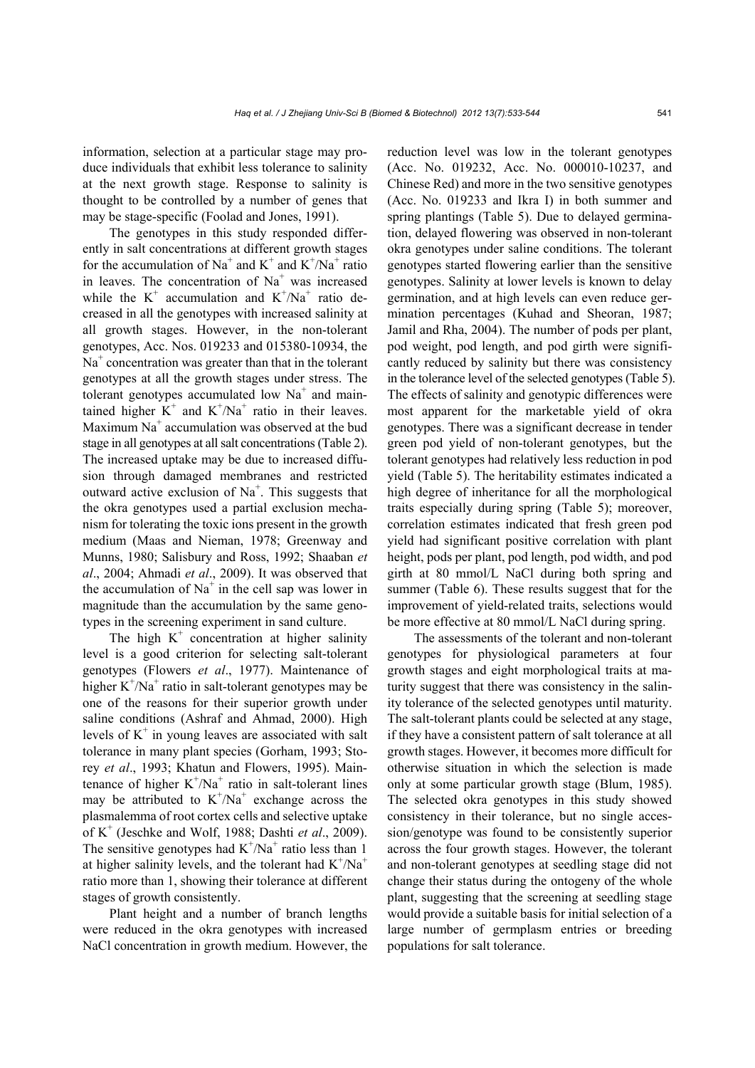information, selection at a particular stage may produce individuals that exhibit less tolerance to salinity at the next growth stage. Response to salinity is thought to be controlled by a number of genes that may be stage-specific (Foolad and Jones, 1991).

The genotypes in this study responded differently in salt concentrations at different growth stages for the accumulation of $Na^+$ and $K^+$ and $K^+/Na^+$ ratio in leaves. The concentration of $Na^+$ was increased while the $K^+$ accumulation and $K^+/Na^+$ ratio decreased in all the genotypes with increased salinity at all growth stages. However, in the non-tolerant genotypes, Acc. Nos. 019233 and 015380-10934, the $Na^+$ concentration was greater than that in the tolerant genotypes at all the growth stages under stress. The tolerant genotypes accumulated low $Na^+$ and maintained higher $K^+$ and $K^+/Na^+$ ratio in their leaves. Maximum $Na^+$ accumulation was observed at the bud stage in all genotypes at all salt concentrations (Table 2). The increased uptake may be due to increased diffusion through damaged membranes and restricted outward active exclusion of $Na^+$. This suggests that the okra genotypes used a partial exclusion mechanism for tolerating the toxic ions present in the growth medium (Maas and Nieman, 1978; Greenway and Munns, 1980; Salisbury and Ross, 1992; Shaaban *et al*., 2004; Ahmadi *et al*., 2009). It was observed that the accumulation of $Na^+$ in the cell sap was lower in magnitude than the accumulation by the same genotypes in the screening experiment in sand culture.

The high $K^+$ concentration at higher salinity level is a good criterion for selecting salt-tolerant genotypes (Flowers *et al*., 1977). Maintenance of higher $K^+/Na^+$ ratio in salt-tolerant genotypes may be one of the reasons for their superior growth under saline conditions (Ashraf and Ahmad, 2000). High levels of $K^+$ in young leaves are associated with salt tolerance in many plant species (Gorham, 1993; Storey *et al*., 1993; Khatun and Flowers, 1995). Maintenance of higher $K^+/Na^+$ ratio in salt-tolerant lines may be attributed to $K^+/Na^+$ exchange across the plasmalemma of root cortex cells and selective uptake of $K^+$ (Jeschke and Wolf, 1988; Dashti *et al*., 2009). The sensitive genotypes had $K^+/Na^+$ ratio less than 1 at higher salinity levels, and the tolerant had $K^+/Na^+$ ratio more than 1, showing their tolerance at different stages of growth consistently.

Plant height and a number of branch lengths were reduced in the okra genotypes with increased NaCl concentration in growth medium. However, the reduction level was low in the tolerant genotypes (Acc. No. 019232, Acc. No. 000010-10237, and Chinese Red) and more in the two sensitive genotypes (Acc. No. 019233 and Ikra I) in both summer and spring plantings (Table 5). Due to delayed germination, delayed flowering was observed in non-tolerant okra genotypes under saline conditions. The tolerant genotypes started flowering earlier than the sensitive genotypes. Salinity at lower levels is known to delay germination, and at high levels can even reduce germination percentages (Kuhad and Sheoran, 1987; Jamil and Rha, 2004). The number of pods per plant, pod weight, pod length, and pod girth were significantly reduced by salinity but there was consistency in the tolerance level of the selected genotypes (Table 5). The effects of salinity and genotypic differences were most apparent for the marketable yield of okra genotypes. There was a significant decrease in tender green pod yield of non-tolerant genotypes, but the tolerant genotypes had relatively less reduction in pod yield (Table 5). The heritability estimates indicated a high degree of inheritance for all the morphological traits especially during spring (Table 5); moreover, correlation estimates indicated that fresh green pod yield had significant positive correlation with plant height, pods per plant, pod length, pod width, and pod girth at 80 mmol/L NaCl during both spring and summer (Table 6). These results suggest that for the improvement of yield-related traits, selections would be more effective at 80 mmol/L NaCl during spring.

The assessments of the tolerant and non-tolerant genotypes for physiological parameters at four growth stages and eight morphological traits at maturity suggest that there was consistency in the salinity tolerance of the selected genotypes until maturity. The salt-tolerant plants could be selected at any stage, if they have a consistent pattern of salt tolerance at all growth stages. However, it becomes more difficult for otherwise situation in which the selection is made only at some particular growth stage (Blum, 1985). The selected okra genotypes in this study showed consistency in their tolerance, but no single accession/genotype was found to be consistently superior across the four growth stages. However, the tolerant and non-tolerant genotypes at seedling stage did not change their status during the ontogeny of the whole plant, suggesting that the screening at seedling stage would provide a suitable basis for initial selection of a large number of germplasm entries or breeding populations for salt tolerance.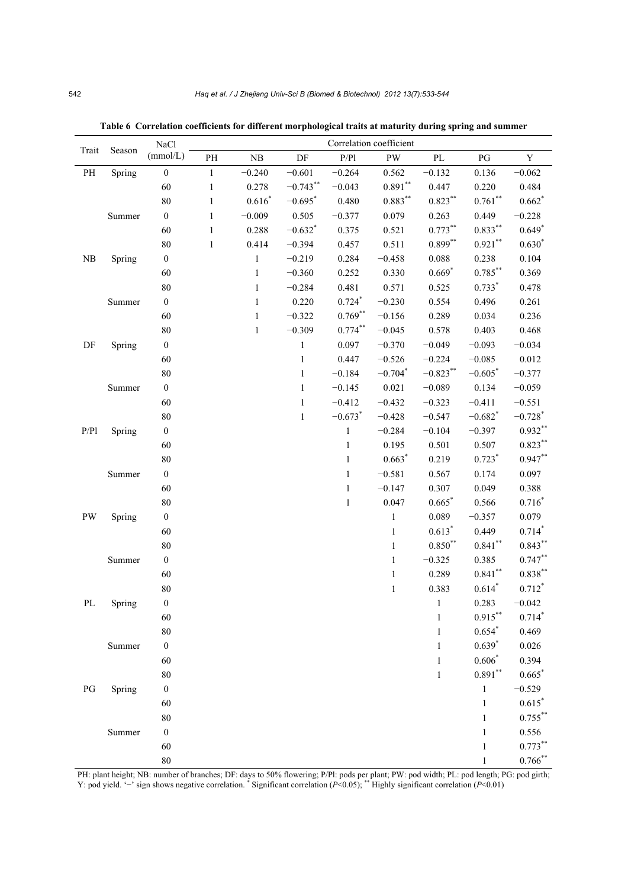**Table 6 Correlation coefficients for different morphological traits at maturity during spring and summer**

| Trait | Season | NaCl (mmol/L) | Correlation coefficient | | | | | | | |
|---|---|---|---|---|---|---|---|---|---|---|
| | | | PH | NB | DF | P/Pl | PW | PL | PG | Y |
| PH | Spring | 0 | 1 | −0.240 | −0.601 | −0.264 | 0.562 | −0.132 | 0.136 | −0.062 |
| | | 60 | 1 | 0.278 | −0.743** | −0.043 | 0.891** | 0.447 | 0.220 | 0.484 |
| | | 80 | 1 | 0.616* | −0.695* | 0.480 | 0.883** | 0.823** | 0.761** | 0.662* |
| | Summer | 0 | 1 | −0.009 | 0.505 | −0.377 | 0.079 | 0.263 | 0.449 | −0.228 |
| | | 60 | 1 | 0.288 | −0.632* | 0.375 | 0.521 | 0.773** | 0.833** | 0.649* |
| | | 80 | 1 | 0.414 | −0.394 | 0.457 | 0.511 | 0.899** | 0.921** | 0.630* |
| NB | Spring | 0 | | 1 | −0.219 | 0.284 | −0.458 | 0.088 | 0.238 | 0.104 |
| | | 60 | | 1 | −0.360 | 0.252 | 0.330 | 0.669* | 0.785** | 0.369 |
| | | 80 | | 1 | −0.284 | 0.481 | 0.571 | 0.525 | 0.733* | 0.478 |
| | Summer | 0 | | 1 | 0.220 | 0.724* | −0.230 | 0.554 | 0.496 | 0.261 |
| | | 60 | | 1 | −0.322 | 0.769** | −0.156 | 0.289 | 0.034 | 0.236 |
| | | 80 | | 1 | −0.309 | 0.774** | −0.045 | 0.578 | 0.403 | 0.468 |
| DF | Spring | 0 | | | 1 | 0.097 | −0.370 | −0.049 | −0.093 | −0.034 |
| | | 60 | | | 1 | 0.447 | −0.526 | −0.224 | −0.085 | 0.012 |
| | | 80 | | | 1 | −0.184 | −0.704* | −0.823** | −0.605* | −0.377 |
| | Summer | 0 | | | 1 | −0.145 | 0.021 | −0.089 | 0.134 | −0.059 |
| | | 60 | | | 1 | −0.412 | −0.432 | −0.323 | −0.411 | −0.551 |
| | | 80 | | | 1 | −0.673* | −0.428 | −0.547 | −0.682* | −0.728* |
| P/Pl | Spring | 0 | | | | 1 | −0.284 | −0.104 | −0.397 | 0.932** |
| | | 60 | | | | 1 | 0.195 | 0.501 | 0.507 | 0.823** |
| | | 80 | | | | 1 | 0.663* | 0.219 | 0.723* | 0.947** |
| | Summer | 0 | | | | 1 | −0.581 | 0.567 | 0.174 | 0.097 |
| | | 60 | | | | 1 | −0.147 | 0.307 | 0.049 | 0.388 |
| | | 80 | | | | 1 | 0.047 | 0.665* | 0.566 | 0.716* |
| PW | Spring | 0 | | | | | 1 | 0.089 | −0.357 | 0.079 |
| | | 60 | | | | | 1 | 0.613* | 0.449 | 0.714* |
| | | 80 | | | | | 1 | 0.850** | 0.841** | 0.843** |
| | Summer | 0 | | | | | 1 | −0.325 | 0.385 | 0.747** |
| | | 60 | | | | | 1 | 0.289 | 0.841** | 0.838** |
| | | 80 | | | | | 1 | 0.383 | 0.614* | 0.712* |
| PL | Spring | 0 | | | | | | 1 | 0.283 | −0.042 |
| | | 60 | | | | | | 1 | 0.915** | 0.714* |
| | | 80 | | | | | | 1 | 0.654* | 0.469 |
| | Summer | 0 | | | | | | 1 | 0.639* | 0.026 |
| | | 60 | | | | | | 1 | 0.606* | 0.394 |
| | | 80 | | | | | | 1 | 0.891** | 0.665* |
| PG | Spring | 0 | | | | | | | 1 | −0.529 |
| | | 60 | | | | | | | 1 | 0.615* |
| | | 80 | | | | | | | 1 | 0.755** |
| | Summer | 0 | | | | | | | 1 | 0.556 |
| | | 60 | | | | | | | 1 | 0.773** |
| | | 80 | | | | | | | 1 | 0.766** |

PH: plant height; NB: number of branches; DF: days to 50% flowering; P/Pl: pods per plant; PW: pod width; PL: pod length; PG: pod girth; Y: pod yield. '−' sign shows negative correlation. * Significant correlation ($P<0.05$); ** Highly significant correlation ($P<0.01$)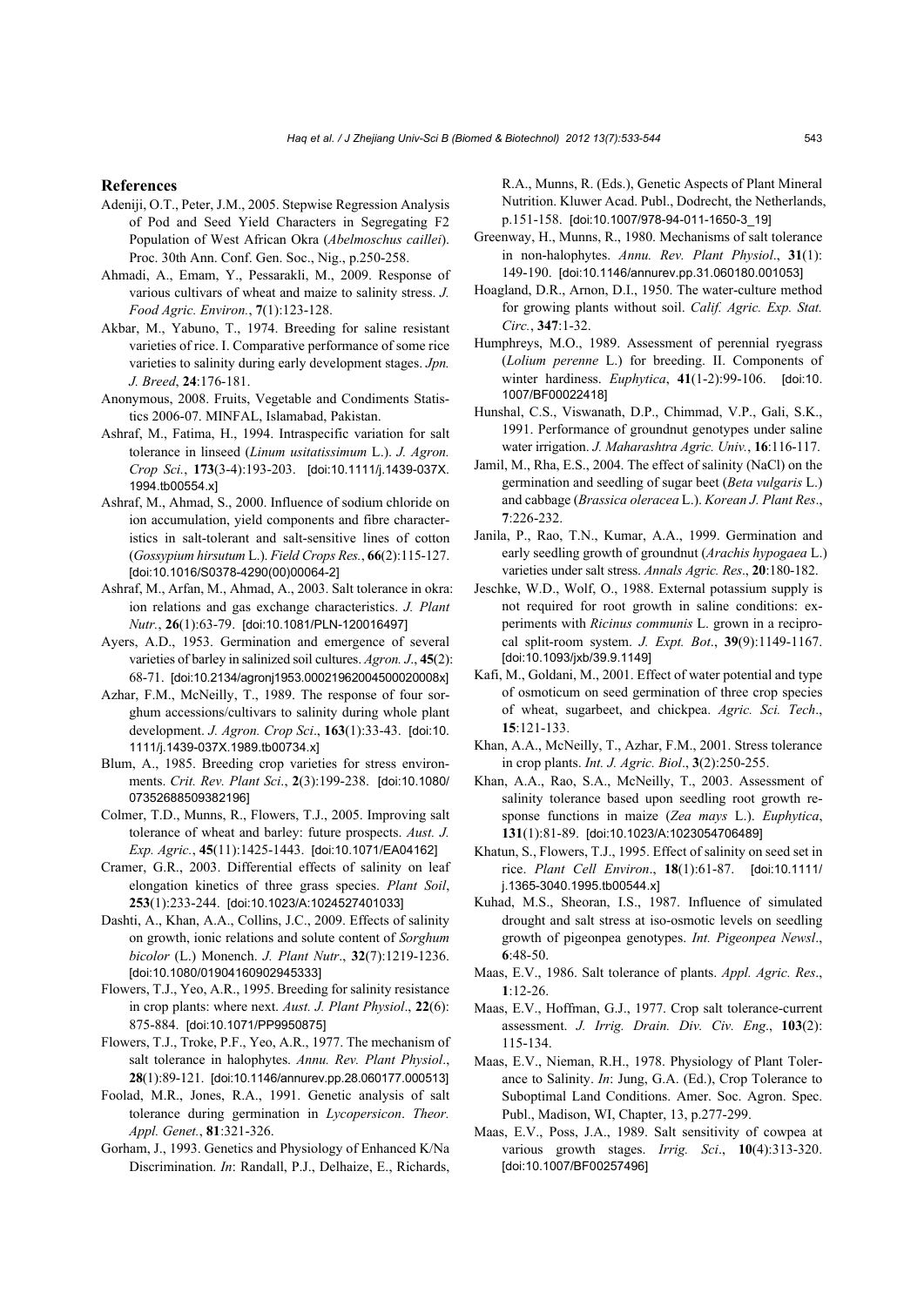## References

Adeniji, O.T., Peter, J.M., 2005. Stepwise Regression Analysis of Pod and Seed Yield Characters in Segregating F2 Population of West African Okra (*Abelmoschus caillei*). Proc. 30th Ann. Conf. Gen. Soc., Nig., p.250-258.

Ahmadi, A., Emam, Y., Pessarakli, M., 2009. Response of various cultivars of wheat and maize to salinity stress. *J. Food Agric. Environ.*, **7**(1):123-128.

Akbar, M., Yabuno, T., 1974. Breeding for saline resistant varieties of rice. I. Comparative performance of some rice varieties to salinity during early development stages. *Jpn. J. Breed*, **24**:176-181.

Anonymous, 2008. Fruits, Vegetable and Condiments Statistics 2006-07. MINFAL, Islamabad, Pakistan.

Ashraf, M., Fatima, H., 1994. Intraspecific variation for salt tolerance in linseed (*Linum usitatissimum* L.). *J. Agron. Crop Sci.*, **173**(3-4):193-203. [doi:10.1111/j.1439-037X.1994.tb00554.x]

Ashraf, M., Ahmad, S., 2000. Influence of sodium chloride on ion accumulation, yield components and fibre characteristics in salt-tolerant and salt-sensitive lines of cotton (*Gossypium hirsutum* L.). *Field Crops Res.*, **66**(2):115-127. [doi:10.1016/S0378-4290(00)00064-2]

Ashraf, M., Arfan, M., Ahmad, A., 2003. Salt tolerance in okra: ion relations and gas exchange characteristics. *J. Plant Nutr.*, **26**(1):63-79. [doi:10.1081/PLN-120016497]

Ayers, A.D., 1953. Germination and emergence of several varieties of barley in salinized soil cultures. *Agron. J.*, **45**(2):68-71. [doi:10.2134/agronj1953.00021962004500020008x]

Azhar, F.M., McNeilly, T., 1989. The response of four sorghum accessions/cultivars to salinity during whole plant development. *J. Agron. Crop Sci*., **163**(1):33-43. [doi:10.1111/j.1439-037X.1989.tb00734.x]

Blum, A., 1985. Breeding crop varieties for stress environments. *Crit. Rev. Plant Sci*., **2**(3):199-238. [doi:10.1080/07352688509382196]

Colmer, T.D., Munns, R., Flowers, T.J., 2005. Improving salt tolerance of wheat and barley: future prospects. *Aust. J. Exp. Agric.*, **45**(11):1425-1443. [doi:10.1071/EA04162]

Cramer, G.R., 2003. Differential effects of salinity on leaf elongation kinetics of three grass species. *Plant Soil*, **253**(1):233-244. [doi:10.1023/A:1024527401033]

Dashti, A., Khan, A.A., Collins, J.C., 2009. Effects of salinity on growth, ionic relations and solute content of *Sorghum bicolor* (L.) Monench. *J. Plant Nutr*., **32**(7):1219-1236. [doi:10.1080/01904160902945333]

Flowers, T.J., Yeo, A.R., 1995. Breeding for salinity resistance in crop plants: where next. *Aust. J. Plant Physiol*., **22**(6):875-884. [doi:10.1071/PP9950875]

Flowers, T.J., Troke, P.F., Yeo, A.R., 1977. The mechanism of salt tolerance in halophytes. *Annu. Rev. Plant Physiol*., **28**(1):89-121. [doi:10.1146/annurev.pp.28.060177.000513]

Foolad, M.R., Jones, R.A., 1991. Genetic analysis of salt tolerance during germination in *Lycopersicon*. *Theor. Appl. Genet.*, **81**:321-326.

Gorham, J., 1993. Genetics and Physiology of Enhanced K/Na Discrimination. *In*: Randall, P.J., Delhaize, E., Richards, R.A., Munns, R. (Eds.), Genetic Aspects of Plant Mineral Nutrition. Kluwer Acad. Publ., Dodrecht, the Netherlands, p.151-158. [doi:10.1007/978-94-011-1650-3_19]

Greenway, H., Munns, R., 1980. Mechanisms of salt tolerance in non-halophytes. *Annu. Rev. Plant Physiol*., **31**(1):149-190. [doi:10.1146/annurev.pp.31.060180.001053]

Hoagland, D.R., Arnon, D.I., 1950. The water-culture method for growing plants without soil. *Calif. Agric. Exp. Stat. Circ.*, **347**:1-32.

Humphreys, M.O., 1989. Assessment of perennial ryegrass (*Lolium perenne* L.) for breeding. II. Components of winter hardiness. *Euphytica*, **41**(1-2):99-106. [doi:10.1007/BF00022418]

Hunshal, C.S., Viswanath, D.P., Chimmad, V.P., Gali, S.K., 1991. Performance of groundnut genotypes under saline water irrigation. *J. Maharashtra Agric. Univ.*, **16**:116-117.

Jamil, M., Rha, E.S., 2004. The effect of salinity (NaCl) on the germination and seedling of sugar beet (*Beta vulgaris* L.) and cabbage (*Brassica oleracea* L.). *Korean J. Plant Res*., **7**:226-232.

Janila, P., Rao, T.N., Kumar, A.A., 1999. Germination and early seedling growth of groundnut (*Arachis hypogaea* L.) varieties under salt stress. *Annals Agric. Res*., **20**:180-182.

Jeschke, W.D., Wolf, O., 1988. External potassium supply is not required for root growth in saline conditions: experiments with *Ricinus communis* L. grown in a reciprocal split-root system. *J. Expt. Bot*., **39**(9):1149-1167. [doi:10.1093/jxb/39.9.1149]

Kafi, M., Goldani, M., 2001. Effect of water potential and type of osmoticum on seed germination of three crop species of wheat, sugarbeet, and chickpea. *Agric. Sci. Tech*., **15**:121-133.

Khan, A.A., McNeilly, T., Azhar, F.M., 2001. Stress tolerance in crop plants. *Int. J. Agric. Biol*., **3**(2):250-255.

Khan, A.A., Rao, S.A., McNeilly, T., 2003. Assessment of salinity tolerance based upon seedling root growth response functions in maize (*Zea mays* L.). *Euphytica*, **131**(1):81-89. [doi:10.1023/A:1023054706489]

Khatun, S., Flowers, T.J., 1995. Effect of salinity on seed set in rice. *Plant Cell Environ*., **18**(1):61-87. [doi:10.1111/j.1365-3040.1995.tb00544.x]

Kuhad, M.S., Sheoran, I.S., 1987. Influence of simulated drought and salt stress at iso-osmotic levels on seedling growth of pigeonpea genotypes. *Int. Pigeonpea Newsl*., **6**:48-50.

Maas, E.V., 1986. Salt tolerance of plants. *Appl. Agric. Res*., **1**:12-26.

Maas, E.V., Hoffman, G.J., 1977. Crop salt tolerance-current assessment. *J. Irrig. Drain. Div. Civ. Eng*., **103**(2):115-134.

Maas, E.V., Nieman, R.H., 1978. Physiology of Plant Tolerance to Salinity. *In*: Jung, G.A. (Ed.), Crop Tolerance to Suboptimal Land Conditions. Amer. Soc. Agron. Spec. Publ., Madison, WI, Chapter, 13, p.277-299.

Maas, E.V., Poss, J.A., 1989. Salt sensitivity of cowpea at various growth stages. *Irrig. Sci*., **10**(4):313-320. [doi:10.1007/BF00257496]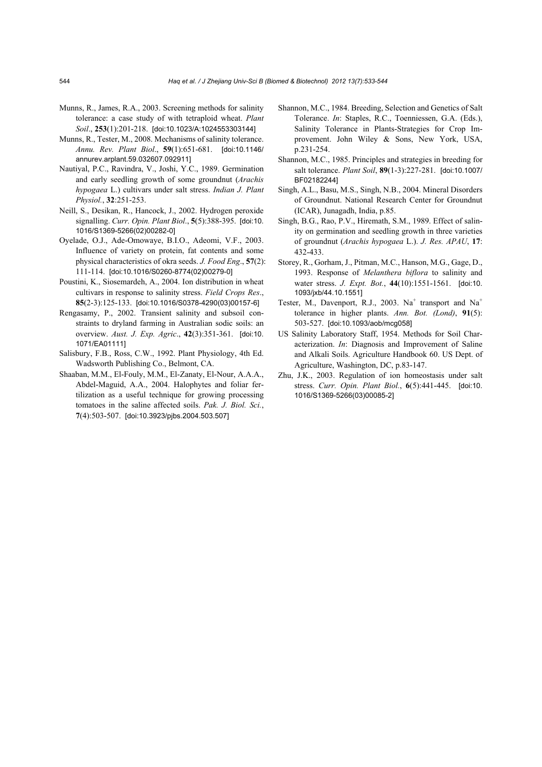Munns, R., James, R.A., 2003. Screening methods for salinity tolerance: a case study of with tetraploid wheat. *Plant Soil*, **253**(1):201-218. [doi:10.1023/A:1024553303144]

Munns, R., Tester, M., 2008. Mechanisms of salinity tolerance. *Annu. Rev. Plant Biol*., **59**(1):651-681. [doi:10.1146/annurev.arplant.59.032607.092911]

Nautiyal, P.C., Ravindra, V., Joshi, Y.C., 1989. Germination and early seedling growth of some groundnut (*Arachis hypogaea* L.) cultivars under salt stress. *Indian J. Plant Physiol.*, **32**:251-253.

Neill, S., Desikan, R., Hancock, J., 2002. Hydrogen peroxide signalling. *Curr. Opin. Plant Biol*., **5**(5):388-395. [doi:10.1016/S1369-5266(02)00282-0]

Oyelade, O.J., Ade-Omowaye, B.I.O., Adeomi, V.F., 2003. Influence of variety on protein, fat contents and some physical characteristics of okra seeds. *J. Food Eng*., **57**(2):111-114. [doi:10.1016/S0260-8774(02)00279-0]

Poustini, K., Siosemardeh, A., 2004. Ion distribution in wheat cultivars in response to salinity stress. *Field Crops Res*., **85**(2-3):125-133. [doi:10.1016/S0378-4290(03)00157-6]

Rengasamy, P., 2002. Transient salinity and subsoil constraints to dryland farming in Australian sodic soils: an overview. *Aust. J. Exp. Agric*., **42**(3):351-361. [doi:10.1071/EA01111]

Salisbury, F.B., Ross, C.W., 1992. Plant Physiology, 4th Ed. Wadsworth Publishing Co., Belmont, CA.

Shaaban, M.M., El-Fouly, M.M., El-Zanaty, El-Nour, A.A.A., Abdel-Maguid, A.A., 2004. Halophytes and foliar fertilization as a useful technique for growing processing tomatoes in the saline affected soils. *Pak. J. Biol. Sci.*, **7**(4):503-507. [doi:10.3923/pjbs.2004.503.507]

Shannon, M.C., 1984. Breeding, Selection and Genetics of Salt Tolerance. *In*: Staples, R.C., Toenniessen, G.A. (Eds.), Salinity Tolerance in Plants-Strategies for Crop Improvement. John Wiley & Sons, New York, USA, p.231-254.

Shannon, M.C., 1985. Principles and strategies in breeding for salt tolerance. *Plant Soil*, **89**(1-3):227-281. [doi:10.1007/BF02182244]

Singh, A.L., Basu, M.S., Singh, N.B., 2004. Mineral Disorders of Groundnut. National Research Center for Groundnut (ICAR), Junagadh, India, p.85.

Singh, B.G., Rao, P.V., Hiremath, S.M., 1989. Effect of salinity on germination and seedling growth in three varieties of groundnut (*Arachis hypogaea* L.). *J. Res. APAU*, **17**:432-433.

Storey, R., Gorham, J., Pitman, M.C., Hanson, M.G., Gage, D., 1993. Response of *Melanthera biflora* to salinity and water stress. *J. Expt. Bot.*, **44**(10):1551-1561. [doi:10.1093/jxb/44.10.1551]

Tester, M., Davenport, R.J., 2003. $Na^+$ transport and $Na^+$ tolerance in higher plants. *Ann. Bot. (Lond)*, **91**(5):503-527. [doi:10.1093/aob/mcg058]

US Salinity Laboratory Staff, 1954. Methods for Soil Characterization. *In*: Diagnosis and Improvement of Saline and Alkali Soils. Agriculture Handbook 60. US Dept. of Agriculture, Washington, DC, p.83-147.

Zhu, J.K., 2003. Regulation of ion homeostasis under salt stress. *Curr. Opin. Plant Biol.*, **6**(5):441-445. [doi:10.1016/S1369-5266(03)00085-2]